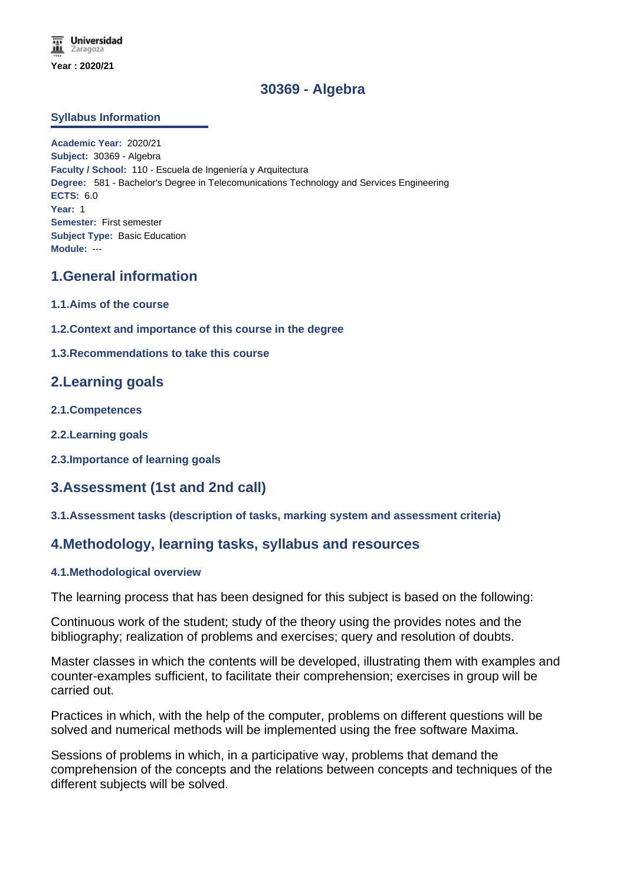Universidad Zaragoza

**Year : 2020/21**

# 30369 - Algebra

## Syllabus Information

**Academic Year:** 2020/21
**Subject:** 30369 - Algebra
**Faculty / School:** 110 - Escuela de Ingeniería y Arquitectura
**Degree:** 581 - Bachelor's Degree in Telecomunications Technology and Services Engineering
**ECTS:** 6.0
**Year:** 1
**Semester:** First semester
**Subject Type:** Basic Education
**Module:** ---

## 1.General information

### 1.1.Aims of the course

### 1.2.Context and importance of this course in the degree

### 1.3.Recommendations to take this course

## 2.Learning goals

### 2.1.Competences

### 2.2.Learning goals

### 2.3.Importance of learning goals

## 3.Assessment (1st and 2nd call)

### 3.1.Assessment tasks (description of tasks, marking system and assessment criteria)

## 4.Methodology, learning tasks, syllabus and resources

### 4.1.Methodological overview

The learning process that has been designed for this subject is based on the following:

Continuous work of the student; study of the theory using the provides notes and the bibliography; realization of problems and exercises; query and resolution of doubts.

Master classes in which the contents will be developed, illustrating them with examples and counter-examples sufficient, to facilitate their comprehension; exercises in group will be carried out.

Practices in which, with the help of the computer, problems on different questions will be solved and numerical methods will be implemented using the free software Maxima.

Sessions of problems in which, in a participative way, problems that demand the comprehension of the concepts and the relations between concepts and techniques of the different subjects will be solved.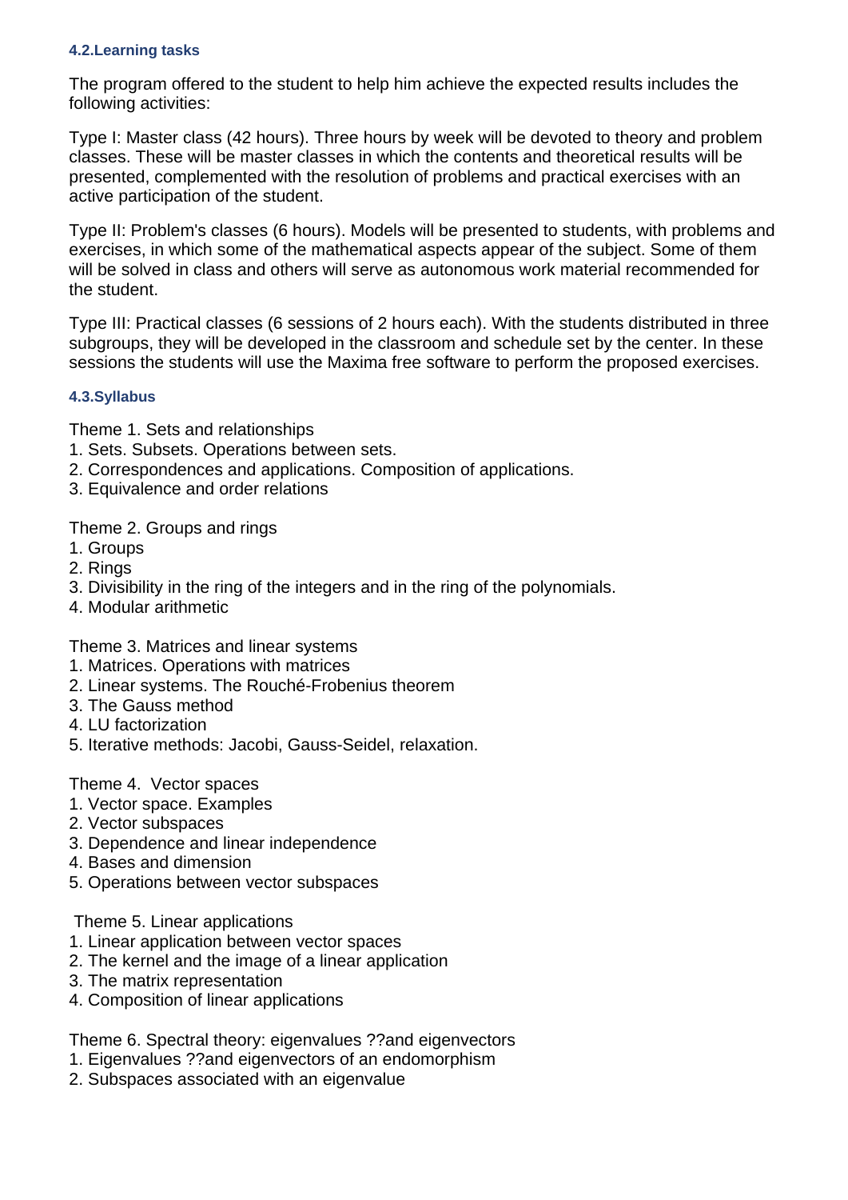#### 4.2.Learning tasks

The program offered to the student to help him achieve the expected results includes the following activities:

Type I: Master class (42 hours). Three hours by week will be devoted to theory and problem classes. These will be master classes in which the contents and theoretical results will be presented, complemented with the resolution of problems and practical exercises with an active participation of the student.

Type II: Problem's classes (6 hours). Models will be presented to students, with problems and exercises, in which some of the mathematical aspects appear of the subject. Some of them will be solved in class and others will serve as autonomous work material recommended for the student.

Type III: Practical classes (6 sessions of 2 hours each). With the students distributed in three subgroups, they will be developed in the classroom and schedule set by the center. In these sessions the students will use the Maxima free software to perform the proposed exercises.

#### 4.3.Syllabus

Theme 1. Sets and relationships
1. Sets. Subsets. Operations between sets.
2. Correspondences and applications. Composition of applications.
3. Equivalence and order relations

Theme 2. Groups and rings
1. Groups
2. Rings
3. Divisibility in the ring of the integers and in the ring of the polynomials.
4. Modular arithmetic

Theme 3. Matrices and linear systems
1. Matrices. Operations with matrices
2. Linear systems. The Rouché-Frobenius theorem
3. The Gauss method
4. LU factorization
5. Iterative methods: Jacobi, Gauss-Seidel, relaxation.

Theme 4. Vector spaces
1. Vector space. Examples
2. Vector subspaces
3. Dependence and linear independence
4. Bases and dimension
5. Operations between vector subspaces

Theme 5. Linear applications
1. Linear application between vector spaces
2. The kernel and the image of a linear application
3. The matrix representation
4. Composition of linear applications

Theme 6. Spectral theory: eigenvalues ??and eigenvectors
1. Eigenvalues ??and eigenvectors of an endomorphism
2. Subspaces associated with an eigenvalue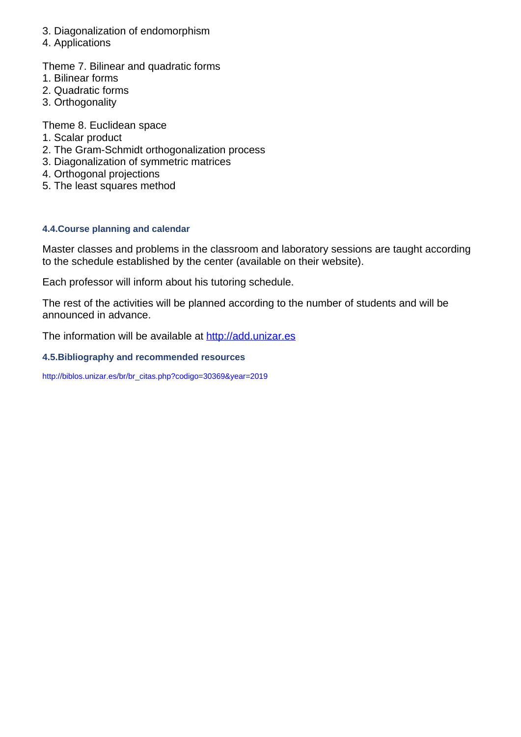3. Diagonalization of endomorphism
4. Applications

Theme 7. Bilinear and quadratic forms
1. Bilinear forms
2. Quadratic forms
3. Orthogonality

Theme 8. Euclidean space
1. Scalar product
2. The Gram-Schmidt orthogonalization process
3. Diagonalization of symmetric matrices
4. Orthogonal projections
5. The least squares method

### 4.4.Course planning and calendar

Master classes and problems in the classroom and laboratory sessions are taught according to the schedule established by the center (available on their website).

Each professor will inform about his tutoring schedule.

The rest of the activities will be planned according to the number of students and will be announced in advance.

The information will be available at [http://add.unizar.es](http://add.unizar.es)

### 4.5.Bibliography and recommended resources

http://biblos.unizar.es/br/br_citas.php?codigo=30369&year=2019